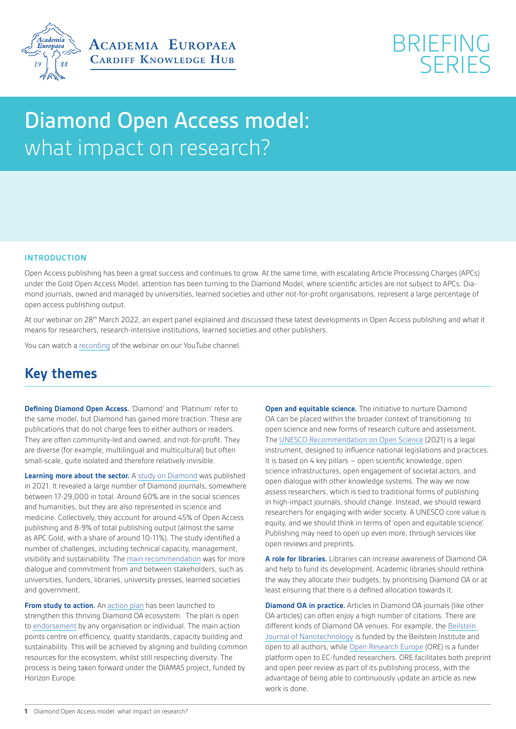Academia Europaea
Cardiff Knowledge Hub

BRIEFING SERIES

# Diamond Open Access model: what impact on research?

## INTRODUCTION

Open Access publishing has been a great success and continues to grow. At the same time, with escalating Article Processing Charges (APCs) under the Gold Open Access Model, attention has been turning to the Diamond Model, where scientific articles are not subject to APCs. Diamond journals, owned and managed by universities, learned societies and other not-for-profit organisations, represent a large percentage of open access publishing output.

At our webinar on 28th March 2022, an expert panel explained and discussed these latest developments in Open Access publishing and what it means for researchers, research-intensive institutions, learned societies and other publishers.

You can watch a recording of the webinar on our YouTube channel.

## Key themes

**Defining Diamond Open Access.** 'Diamond' and 'Platinum' refer to the same model, but Diamond has gained more traction. These are publications that do not charge fees to either authors or readers. They are often community-led and owned, and not-for-profit. They are diverse (for example, multilingual and multicultural) but often small-scale, quite isolated and therefore relatively invisible.

**Learning more about the sector.** A study on Diamond was published in 2021. It revealed a large number of Diamond journals, somewhere between 17-29,000 in total. Around 60% are in the social sciences and humanities, but they are also represented in science and medicine. Collectively, they account for around 45% of Open Access publishing and 8-9% of total publishing output (almost the same as APC Gold, with a share of around 10-11%). The study identified a number of challenges, including technical capacity, management, visibility and sustainability. The main recommendation was for more dialogue and commitment from and between stakeholders, such as universities, funders, libraries, university presses, learned societies and government.

**From study to action.** An action plan has been launched to strengthen this thriving Diamond OA ecosystem. The plan is open to endorsement by any organisation or individual. The main action points centre on efficiency, quality standards, capacity building and sustainability. This will be achieved by aligning and building common resources for the ecosystem, whilst still respecting diversity. The process is being taken forward under the DIAMAS project, funded by Horizon Europe.

**Open and equitable science.** The initiative to nurture Diamond OA can be placed within the broader context of transitioning to open science and new forms of research culture and assessment. The UNESCO Recommendation on Open Science (2021) is a legal instrument, designed to influence national legislations and practices. It is based on 4 key pillars – open scientific knowledge, open science infrastructures, open engagement of societal actors, and open dialogue with other knowledge systems. The way we now assess researchers, which is tied to traditional forms of publishing in high-impact journals, should change. Instead, we should reward researchers for engaging with wider society. A UNESCO core value is equity, and we should think in terms of 'open and equitable science'. Publishing may need to open up even more, through services like open reviews and preprints.

**A role for libraries.** Libraries can increase awareness of Diamond OA and help to fund its development. Academic libraries should rethink the way they allocate their budgets, by prioritising Diamond OA or at least ensuring that there is a defined allocation towards it.

**Diamond OA in practice.** Articles in Diamond OA journals (like other OA articles) can often enjoy a high number of citations. There are different kinds of Diamond OA venues. For example, the Beilstein Journal of Nanotechnology is funded by the Beilstein Institute and open to all authors, while Open Research Europe (ORE) is a funder platform open to EC-funded researchers. ORE facilitates both preprint and open peer review as part of its publishing process, with the advantage of being able to continuously update an article as new work is done.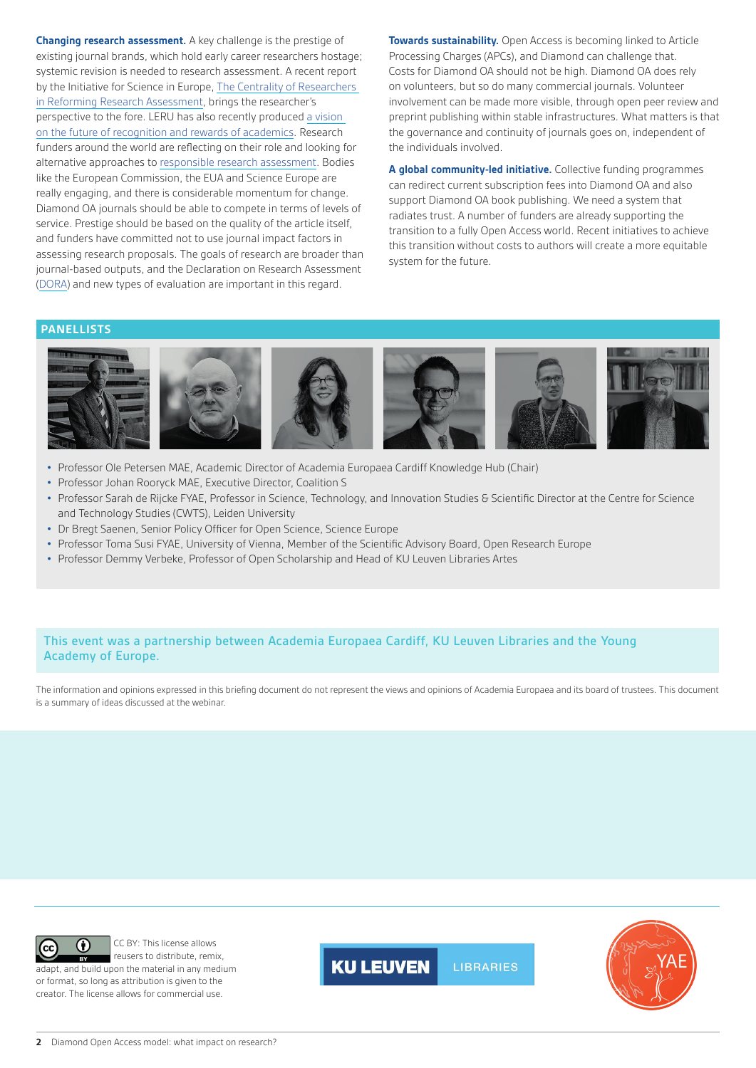**Changing research assessment.** A key challenge is the prestige of existing journal brands, which hold early career researchers hostage; systemic revision is needed to research assessment. A recent report by the Initiative for Science in Europe, The Centrality of Researchers in Reforming Research Assessment, brings the researcher's perspective to the fore. LERU has also recently produced a vision on the future of recognition and rewards of academics. Research funders around the world are reflecting on their role and looking for alternative approaches to responsible research assessment. Bodies like the European Commission, the EUA and Science Europe are really engaging, and there is considerable momentum for change. Diamond OA journals should be able to compete in terms of levels of service. Prestige should be based on the quality of the article itself, and funders have committed not to use journal impact factors in assessing research proposals. The goals of research are broader than journal-based outputs, and the Declaration on Research Assessment (DORA) and new types of evaluation are important in this regard.

**Towards sustainability.** Open Access is becoming linked to Article Processing Charges (APCs), and Diamond can challenge that. Costs for Diamond OA should not be high. Diamond OA does rely on volunteers, but so do many commercial journals. Volunteer involvement can be made more visible, through open peer review and preprint publishing within stable infrastructures. What matters is that the governance and continuity of journals goes on, independent of the individuals involved.

**A global community-led initiative.** Collective funding programmes can redirect current subscription fees into Diamond OA and also support Diamond OA book publishing. We need a system that radiates trust. A number of funders are already supporting the transition to a fully Open Access world. Recent initiatives to achieve this transition without costs to authors will create a more equitable system for the future.

## PANELLISTS

- Professor Ole Petersen MAE, Academic Director of Academia Europaea Cardiff Knowledge Hub (Chair)
- Professor Johan Rooryck MAE, Executive Director, Coalition S
- Professor Sarah de Rijcke FYAE, Professor in Science, Technology, and Innovation Studies & Scientific Director at the Centre for Science and Technology Studies (CWTS), Leiden University
- Dr Bregt Saenen, Senior Policy Officer for Open Science, Science Europe
- Professor Toma Susi FYAE, University of Vienna, Member of the Scientific Advisory Board, Open Research Europe
- Professor Demmy Verbeke, Professor of Open Scholarship and Head of KU Leuven Libraries Artes

This event was a partnership between Academia Europaea Cardiff, KU Leuven Libraries and the Young Academy of Europe.

The information and opinions expressed in this briefing document do not represent the views and opinions of Academia Europaea and its board of trustees. This document is a summary of ideas discussed at the webinar.

CC BY: This license allows reusers to distribute, remix, adapt, and build upon the material in any medium or format, so long as attribution is given to the creator. The license allows for commercial use.

KU LEUVEN LIBRARIES

YAE